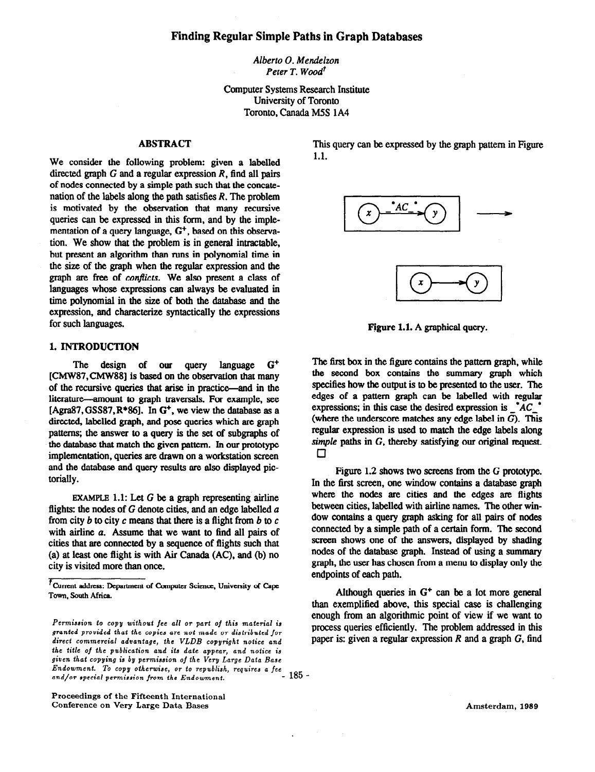# Finding Regular Simple Paths in Graph Databases

*Alberto O. Mendelzon*
*Peter T. Wood*[†]

Computer Systems Research Institute
University of Toronto
Toronto, Canada M5S 1A4

## ABSTRACT

We consider the following problem: given a labelled directed graph $G$ and a regular expression $R$, find all pairs of nodes connected by a simple path such that the concatenation of the labels along the path satisfies $R$. The problem is motivated by the observation that many recursive queries can be expressed in this form, and by the implementation of a query language, $G^+$, based on this observation. We show that the problem is in general intractable, but present an algorithm than runs in polynomial time in the size of the graph when the regular expression and the graph are free of *conflicts*. We also present a class of languages whose expressions can always be evaluated in time polynomial in the size of both the database and the expression, and characterize syntactically the expressions for such languages.

## 1. INTRODUCTION

The design of our query language $G^+$ [CMW87, CMW88] is based on the observation that many of the recursive queries that arise in practice—and in the literature—amount to graph traversals. For example, see [Agra87, GSS87, R*86]. In $G^+$, we view the database as a directed, labelled graph, and pose queries which are graph patterns; the answer to a query is the set of subgraphs of the database that match the given pattern. In our prototype implementation, queries are drawn on a workstation screen and the database and query results are also displayed pictorially.

EXAMPLE 1.1: Let $G$ be a graph representing airline flights: the nodes of $G$ denote cities, and an edge labelled $a$ from city $b$ to city $c$ means that there is a flight from $b$ to $c$ with airline $a$. Assume that we want to find all pairs of cities that are connected by a sequence of flights such that (a) at least one flight is with Air Canada (AC), and (b) no city is visited more than once.

This query can be expressed by the graph pattern in Figure 1.1.

Figure 1.1. A graphical query.

The first box in the figure contains the pattern graph, while the second box contains the summary graph which specifies how the output is to be presented to the user. The edges of a pattern graph can be labelled with regular expressions; in this case the desired expression is $\_^*AC\_^*$ (where the underscore matches any edge label in $G$). This regular expression is used to match the edge labels along *simple* paths in $G$, thereby satisfying our original request. □

Figure 1.2 shows two screens from the G prototype. In the first screen, one window contains a database graph where the nodes are cities and the edges are flights between cities, labelled with airline names. The other window contains a query graph asking for all pairs of nodes connected by a simple path of a certain form. The second screen shows one of the answers, displayed by shading nodes of the database graph. Instead of using a summary graph, the user has chosen from a menu to display only the endpoints of each path.

Although queries in $G^+$ can be a lot more general than exemplified above, this special case is challenging enough from an algorithmic point of view if we want to process queries efficiently. The problem addressed in this paper is: given a regular expression $R$ and a graph $G$, find

---

[†] Current address: Department of Computer Science, University of Cape Town, South Africa.

*Permission to copy without fee all or part of this material is granted provided that the copies are not made or distributed for direct commercial advantage, the VLDB copyright notice and the title of the publication and its date appear, and notice is given that copying is by permission of the Very Large Data Base Endowment. To copy otherwise, or to republish, requires a fee and/or special permission from the Endowment.*

Proceedings of the Fifteenth International Conference on Very Large Data Bases

Amsterdam, 1989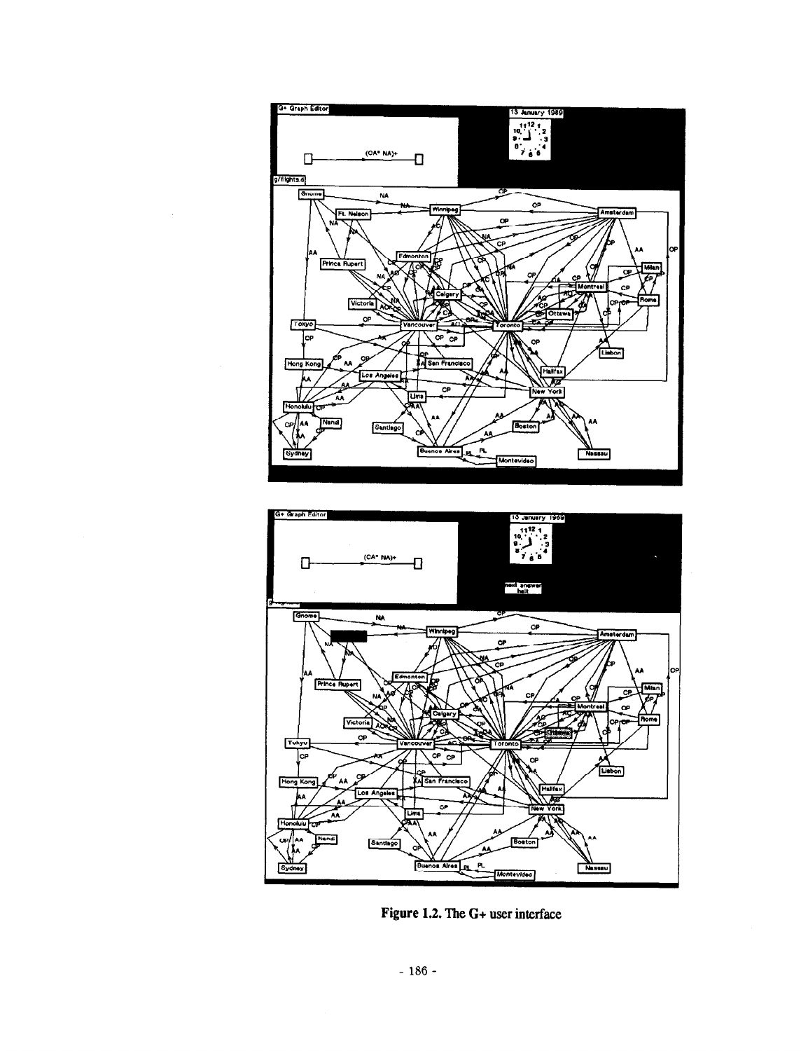**Figure 1.2. The G+ user interface**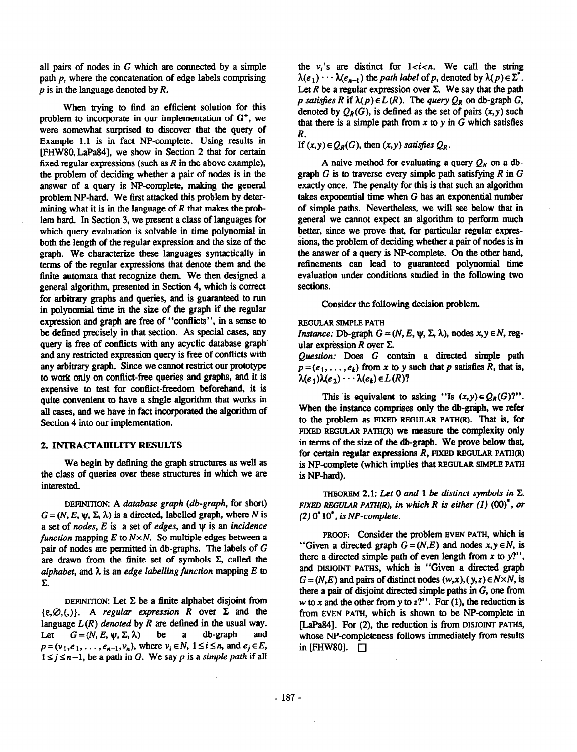all pairs of nodes in $G$ which are connected by a simple path $p$, where the concatenation of edge labels comprising $p$ is in the language denoted by $R$.

When trying to find an efficient solution for this problem to incorporate in our implementation of $G^+$, we were somewhat surprised to discover that the query of Example 1.1 is in fact NP-complete. Using results in [FHW80, LaPa84], we show in Section 2 that for certain fixed regular expressions (such as $R$ in the above example), the problem of deciding whether a pair of nodes is in the answer of a query is NP-complete, making the general problem NP-hard. We first attacked this problem by determining what it is in the language of $R$ that makes the problem hard. In Section 3, we present a class of languages for which query evaluation is solvable in time polynomial in both the length of the regular expression and the size of the graph. We characterize these languages syntactically in terms of the regular expressions that denote them and the finite automata that recognize them. We then designed a general algorithm, presented in Section 4, which is correct for arbitrary graphs and queries, and is guaranteed to run in polynomial time in the size of the graph if the regular expression and graph are free of "conflicts", in a sense to be defined precisely in that section. As special cases, any query is free of conflicts with any acyclic database graph and any restricted expression query is free of conflicts with any arbitrary graph. Since we cannot restrict our prototype to work only on conflict-free queries and graphs, and it is expensive to test for conflict-freedom beforehand, it is quite convenient to have a single algorithm that works in all cases, and we have in fact incorporated the algorithm of Section 4 into our implementation.

## 2. INTRACTABILITY RESULTS

We begin by defining the graph structures as well as the class of queries over these structures in which we are interested.

DEFINITION: A *database graph* (*db-graph*, for short) $G=(N, E, \psi, \Sigma, \lambda)$ is a directed, labelled graph, where $N$ is a set of *nodes*, $E$ is a set of *edges*, and $\psi$ is an *incidence function* mapping $E$ to $N \times N$. So multiple edges between a pair of nodes are permitted in db-graphs. The labels of $G$ are drawn from the finite set of symbols $\Sigma$, called the *alphabet*, and $\lambda$ is an *edge labelling function* mapping $E$ to $\Sigma$.

DEFINITION: Let $\Sigma$ be a finite alphabet disjoint from $\{\varepsilon, \emptyset, (, )\}$. A *regular expression* $R$ over $\Sigma$ and the language $L(R)$ *denoted* by $R$ are defined in the usual way. Let $G=(N, E, \psi, \Sigma, \lambda)$ be a db-graph and $p=(v_1, e_1, \ldots, e_{n-1}, v_n)$, where $v_i \in N$, $1 \le i \le n$, and $e_j \in E$, $1 \le j \le n-1$, be a path in $G$. We say $p$ is a *simple path* if all the $v_i$'s are distinct for $1<i<n$. We call the string $\lambda(e_1) \cdots \lambda(e_{n-1})$ the *path label* of $p$, denoted by $\lambda(p) \in \Sigma^*$. Let $R$ be a regular expression over $\Sigma$. We say that the path $p$ *satisfies* $R$ if $\lambda(p) \in L(R)$. The *query* $Q_R$ on db-graph $G$, denoted by $Q_R(G)$, is defined as the set of pairs $(x,y)$ such that there is a simple path from $x$ to $y$ in $G$ which satisfies $R$.

If $(x,y) \in Q_R(G)$, then $(x,y)$ *satisfies* $Q_R$.

A naive method for evaluating a query $Q_R$ on a db-graph $G$ is to traverse every simple path satisfying $R$ in $G$ exactly once. The penalty for this is that such an algorithm takes exponential time when $G$ has an exponential number of simple paths. Nevertheless, we will see below that in general we cannot expect an algorithm to perform much better, since we prove that, for particular regular expressions, the problem of deciding whether a pair of nodes is in the answer of a query is NP-complete. On the other hand, refinements can lead to guaranteed polynomial time evaluation under conditions studied in the following two sections.

Consider the following decision problem.

REGULAR SIMPLE PATH

*Instance:* Db-graph $G=(N, E, \psi, \Sigma, \lambda)$, nodes $x,y \in N$, regular expression $R$ over $\Sigma$.

*Question:* Does $G$ contain a directed simple path $p=(e_1, \ldots, e_k)$ from $x$ to $y$ such that $p$ satisfies $R$, that is, $\lambda(e_1)\lambda(e_2) \cdots \lambda(e_k) \in L(R)$?

This is equivalent to asking "Is $(x,y) \in Q_R(G)$?". When the instance comprises only the db-graph, we refer to the problem as FIXED REGULAR PATH(R). That is, for FIXED REGULAR PATH(R) we measure the complexity only in terms of the size of the db-graph. We prove below that, for certain regular expressions $R$, FIXED REGULAR PATH(R) is NP-complete (which implies that REGULAR SIMPLE PATH is NP-hard).

THEOREM 2.1: *Let 0 and 1 be distinct symbols in $\Sigma$. FIXED REGULAR PATH(R), in which $R$ is either (1) $(00)^*$, or (2) $0^*10^*$, is NP-complete.*

PROOF: Consider the problem EVEN PATH, which is "Given a directed graph $G=(N,E)$ and nodes $x,y \in N$, is there a directed simple path of even length from $x$ to $y$?", and DISJOINT PATHS, which is "Given a directed graph $G=(N,E)$ and pairs of distinct nodes $(w,x),(y,z) \in N \times N$, is there a pair of disjoint directed simple paths in $G$, one from $w$ to $x$ and the other from $y$ to $z$?". For (1), the reduction is from EVEN PATH, which is shown to be NP-complete in [LaPa84]. For (2), the reduction is from DISJOINT PATHS, whose NP-completeness follows immediately from results in [FHW80]. $\square$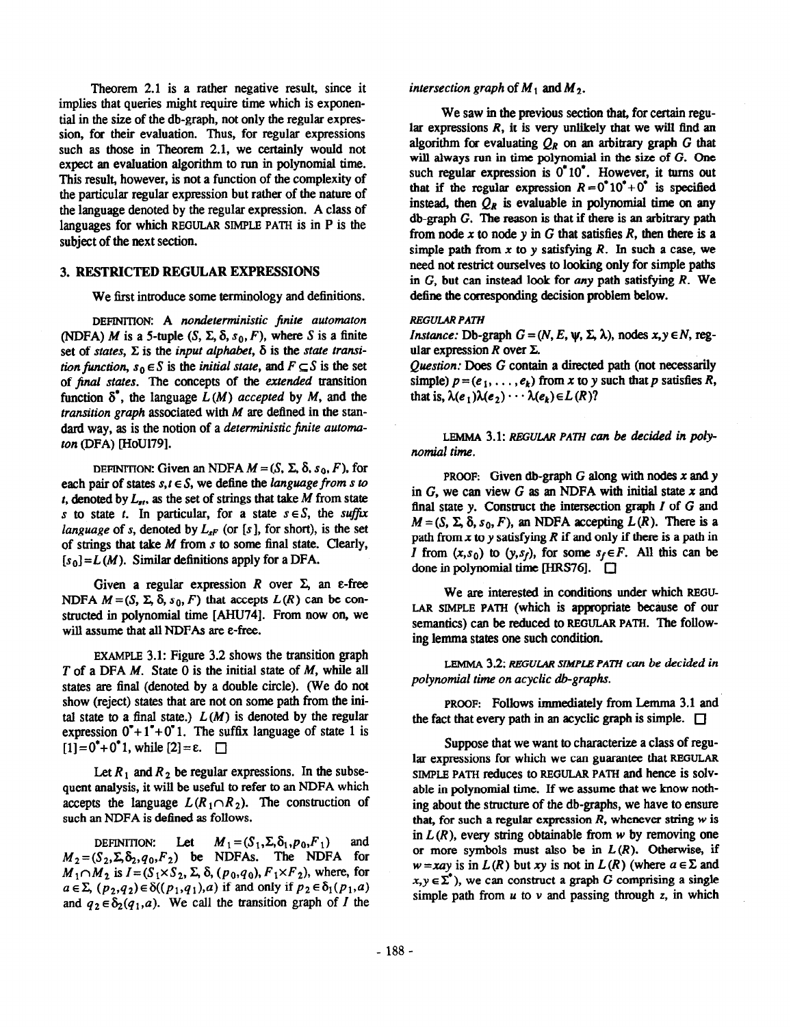Theorem 2.1 is a rather negative result, since it implies that queries might require time which is exponential in the size of the db-graph, not only the regular expression, for their evaluation. Thus, for regular expressions such as those in Theorem 2.1, we certainly would not expect an evaluation algorithm to run in polynomial time. This result, however, is not a function of the complexity of the particular regular expression but rather of the nature of the language denoted by the regular expression. A class of languages for which REGULAR SIMPLE PATH is in P is the subject of the next section.

## 3. RESTRICTED REGULAR EXPRESSIONS

We first introduce some terminology and definitions.

DEFINITION: A *nondeterministic finite automaton* (NDFA) $M$ is a 5-tuple $(S, \Sigma, \delta, s_0, F)$, where $S$ is a finite set of *states*, $\Sigma$ is the *input alphabet*, $\delta$ is the *state transition function*, $s_0 \in S$ is the *initial state*, and $F \subseteq S$ is the set of *final states*. The concepts of the *extended* transition function $\delta^*$, the language $L(M)$ *accepted* by $M$, and the *transition graph* associated with $M$ are defined in the standard way, as is the notion of a *deterministic finite automaton* (DFA) [HoUl79].

DEFINITION: Given an NDFA $M = (S, \Sigma, \delta, s_0, F)$, for each pair of states $s, t \in S$, we define the *language from s to t*, denoted by $L_{st}$, as the set of strings that take $M$ from state $s$ to state $t$. In particular, for a state $s \in S$, the *suffix language* of $s$, denoted by $L_{sF}$ (or $[s]$, for short), is the set of strings that take $M$ from $s$ to some final state. Clearly, $[s_0] = L(M)$. Similar definitions apply for a DFA.

Given a regular expression $R$ over $\Sigma$, an $\varepsilon$-free NDFA $M = (S, \Sigma, \delta, s_0, F)$ that accepts $L(R)$ can be constructed in polynomial time [AHU74]. From now on, we will assume that all NDFAs are $\varepsilon$-free.

EXAMPLE 3.1: Figure 3.2 shows the transition graph $T$ of a DFA $M$. State 0 is the initial state of $M$, while all states are final (denoted by a double circle). (We do not show (reject) states that are not on some path from the initial state to a final state.) $L(M)$ is denoted by the regular expression $0^*+1^*+0^*1$. The suffix language of state 1 is $[1] = 0^*+0^*1$, while $[2] = \varepsilon$. □

Let $R_1$ and $R_2$ be regular expressions. In the subsequent analysis, it will be useful to refer to an NDFA which accepts the language $L(R_1 \cap R_2)$. The construction of such an NDFA is defined as follows.

DEFINITION: Let $M_1 = (S_1, \Sigma, \delta_1, p_0, F_1)$ and $M_2 = (S_2, \Sigma, \delta_2, q_0, F_2)$ be NDFAs. The NDFA for $M_1 \cap M_2$ is $I = (S_1 \times S_2, \Sigma, \delta, (p_0, q_0), F_1 \times F_2)$, where, for $a \in \Sigma$, $(p_2, q_2) \in \delta((p_1, q_1), a)$ if and only if $p_2 \in \delta_1(p_1, a)$ and $q_2 \in \delta_2(q_1, a)$. We call the transition graph of $I$ the *intersection graph* of $M_1$ and $M_2$.

We saw in the previous section that, for certain regular expressions $R$, it is very unlikely that we will find an algorithm for evaluating $Q_R$ on an arbitrary graph $G$ that will always run in time polynomial in the size of $G$. One such regular expression is $0^*10^*$. However, it turns out that if the regular expression $R = 0^*10^*+0^*$ is specified instead, then $Q_R$ is evaluable in polynomial time on any db-graph $G$. The reason is that if there is an arbitrary path from node $x$ to node $y$ in $G$ that satisfies $R$, then there is a simple path from $x$ to $y$ satisfying $R$. In such a case, we need not restrict ourselves to looking only for simple paths in $G$, but can instead look for *any* path satisfying $R$. We define the corresponding decision problem below.

*REGULAR PATH*

*Instance:* Db-graph $G = (N, E, \psi, \Sigma, \lambda)$, nodes $x, y \in N$, regular expression $R$ over $\Sigma$.

*Question:* Does $G$ contain a directed path (not necessarily simple) $p = (e_1, \ldots, e_k)$ from $x$ to $y$ such that $p$ satisfies $R$, that is, $\lambda(e_1)\lambda(e_2) \cdots \lambda(e_k) \in L(R)$?

LEMMA 3.1: *REGULAR PATH can be decided in polynomial time.*

PROOF: Given db-graph $G$ along with nodes $x$ and $y$ in $G$, we can view $G$ as an NDFA with initial state $x$ and final state $y$. Construct the intersection graph $I$ of $G$ and $M = (S, \Sigma, \delta, s_0, F)$, an NDFA accepting $L(R)$. There is a path from $x$ to $y$ satisfying $R$ if and only if there is a path in $I$ from $(x, s_0)$ to $(y, s_f)$, for some $s_f \in F$. All this can be done in polynomial time [HRS76]. □

We are interested in conditions under which REGULAR SIMPLE PATH (which is appropriate because of our semantics) can be reduced to REGULAR PATH. The following lemma states one such condition.

LEMMA 3.2: *REGULAR SIMPLE PATH can be decided in polynomial time on acyclic db-graphs.*

PROOF: Follows immediately from Lemma 3.1 and the fact that every path in an acyclic graph is simple. □

Suppose that we want to characterize a class of regular expressions for which we can guarantee that REGULAR SIMPLE PATH reduces to REGULAR PATH and hence is solvable in polynomial time. If we assume that we know nothing about the structure of the db-graphs, we have to ensure that, for such a regular expression $R$, whenever string $w$ is in $L(R)$, every string obtainable from $w$ by removing one or more symbols must also be in $L(R)$. Otherwise, if $w = xay$ is in $L(R)$ but $xy$ is not in $L(R)$ (where $a \in \Sigma$ and $x, y \in \Sigma^*$), we can construct a graph $G$ comprising a single simple path from $u$ to $v$ and passing through $z$, in which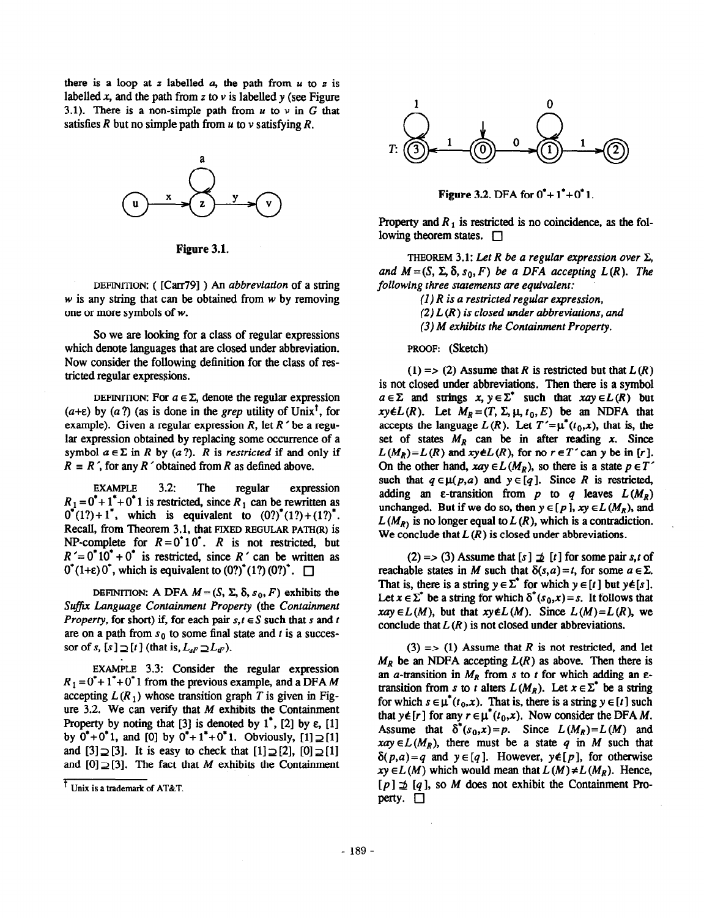there is a loop at $z$ labelled $a$, the path from $u$ to $z$ is labelled $x$, and the path from $z$ to $v$ is labelled $y$ (see Figure 3.1). There is a non-simple path from $u$ to $v$ in $G$ that satisfies $R$ but no simple path from $u$ to $v$ satisfying $R$.

Figure 3.1.

DEFINITION: ( [Carr79] ) An *abbreviation* of a string $w$ is any string that can be obtained from $w$ by removing one or more symbols of $w$.

So we are looking for a class of regular expressions which denote languages that are closed under abbreviation. Now consider the following definition for the class of restricted regular expressions.

DEFINITION: For $a \in \Sigma$, denote the regular expression $(a+\varepsilon)$ by $(a\,?)$ (as is done in the *grep* utility of Unix[†], for example). Given a regular expression $R$, let $R'$ be a regular expression obtained by replacing some occurrence of a symbol $a \in \Sigma$ in $R$ by $(a\,?)$. $R$ is *restricted* if and only if $R \equiv R'$, for any $R'$ obtained from $R$ as defined above.

EXAMPLE 3.2: The regular expression $R_1 = 0^* + 1^* + 0^* 1$ is restricted, since $R_1$ can be rewritten as $0^*(1?) + 1^*$, which is equivalent to $(0?)^*(1?) + (1?)^*$. Recall, from Theorem 3.1, that FIXED REGULAR PATH(R) is NP-complete for $R = 0^* 1 0^*$. $R$ is not restricted, but $R' = 0^* 1 0^* + 0^*$ is restricted, since $R'$ can be written as $0^*(1+\varepsilon)\,0^*$, which is equivalent to $(0?)^*(1?)\,(0?)^*$. □

DEFINITION: A DFA $M = (S, \Sigma, \delta, s_0, F)$ exhibits the *Suffix Language Containment Property* (the *Containment Property*, for short) if, for each pair $s,t \in S$ such that $s$ and $t$ are on a path from $s_0$ to some final state and $t$ is a successor of $s$, $[s] \supseteq [t]$ (that is, $L_{sF} \supseteq L_{tF}$).

EXAMPLE 3.3: Consider the regular expression $R_1 = 0^* + 1^* + 0^* 1$ from the previous example, and a DFA $M$ accepting $L(R_1)$ whose transition graph $T$ is given in Figure 3.2. We can verify that $M$ exhibits the Containment Property by noting that [3] is denoted by $1^*$, [2] by $\varepsilon$, [1] by $0^* + 0^* 1$, and [0] by $0^* + 1^* + 0^* 1$. Obviously, $[1] \supseteq [1]$ and $[3] \supseteq [3]$. It is easy to check that $[1] \supseteq [2]$, $[0] \supseteq [1]$ and $[0] \supseteq [3]$. The fact that $M$ exhibits the Containment Property and $R_1$ is restricted is no coincidence, as the following theorem states. □

Figure 3.2. DFA for $0^* + 1^* + 0^* 1$.

THEOREM 3.1: *Let $R$ be a regular expression over $\Sigma$, and $M = (S, \Sigma, \delta, s_0, F)$ be a DFA accepting $L(R)$. The following three statements are equivalent:*

*(1) $R$ is a restricted regular expression,*

*(2) $L(R)$ is closed under abbreviations, and*

*(3) $M$ exhibits the Containment Property.*

PROOF: (Sketch)

(1) => (2) Assume that $R$ is restricted but that $L(R)$ is not closed under abbreviations. Then there is a symbol $a \in \Sigma$ and strings $x, y \in \Sigma^*$ such that $xay \in L(R)$ but $xy \notin L(R)$. Let $M_R = (T, \Sigma, \mu, t_0, E)$ be an NDFA that accepts the language $L(R)$. Let $T' = \mu^*(t_0, x)$, that is, the set of states $M_R$ can be in after reading $x$. Since $L(M_R) = L(R)$ and $xy \notin L(R)$, for no $r \in T'$ can $y$ be in $[r]$. On the other hand, $xay \in L(M_R)$, so there is a state $p \in T'$ such that $q \in \mu(p,a)$ and $y \in [q]$. Since $R$ is restricted, adding an $\varepsilon$-transition from $p$ to $q$ leaves $L(M_R)$ unchanged. But if we do so, then $y \in [p]$, $xy \in L(M_R)$, and $L(M_R)$ is no longer equal to $L(R)$, which is a contradiction. We conclude that $L(R)$ is closed under abbreviations.

(2) => (3) Assume that $[s] \not\supseteq [t]$ for some pair $s,t$ of reachable states in $M$ such that $\delta(s,a) = t$, for some $a \in \Sigma$. That is, there is a string $y \in \Sigma^*$ for which $y \in [t]$ but $y \notin [s]$. Let $x \in \Sigma^*$ be a string for which $\delta^*(s_0, x) = s$. It follows that $xay \in L(M)$, but that $xy \notin L(M)$. Since $L(M) = L(R)$, we conclude that $L(R)$ is not closed under abbreviations.

(3) => (1) Assume that $R$ is not restricted, and let $M_R$ be an NDFA accepting $L(R)$ as above. Then there is an $a$-transition in $M_R$ from $s$ to $t$ for which adding an $\varepsilon$-transition from $s$ to $t$ alters $L(M_R)$. Let $x \in \Sigma^*$ be a string for which $s \in \mu^*(t_0, x)$. That is, there is a string $y \in [t]$ such that $y \notin [r]$ for any $r \in \mu^*(t_0, x)$. Now consider the DFA $M$. Assume that $\delta^*(s_0, x) = p$. Since $L(M_R) = L(M)$ and $xay \in L(M_R)$, there must be a state $q$ in $M$ such that $\delta(p,a) = q$ and $y \in [q]$. However, $y \notin [p]$, for otherwise $xy \in L(M)$ which would mean that $L(M) \neq L(M_R)$. Hence, $[p] \not\supseteq [q]$, so $M$ does not exhibit the Containment Property. □

[†] Unix is a trademark of AT&T.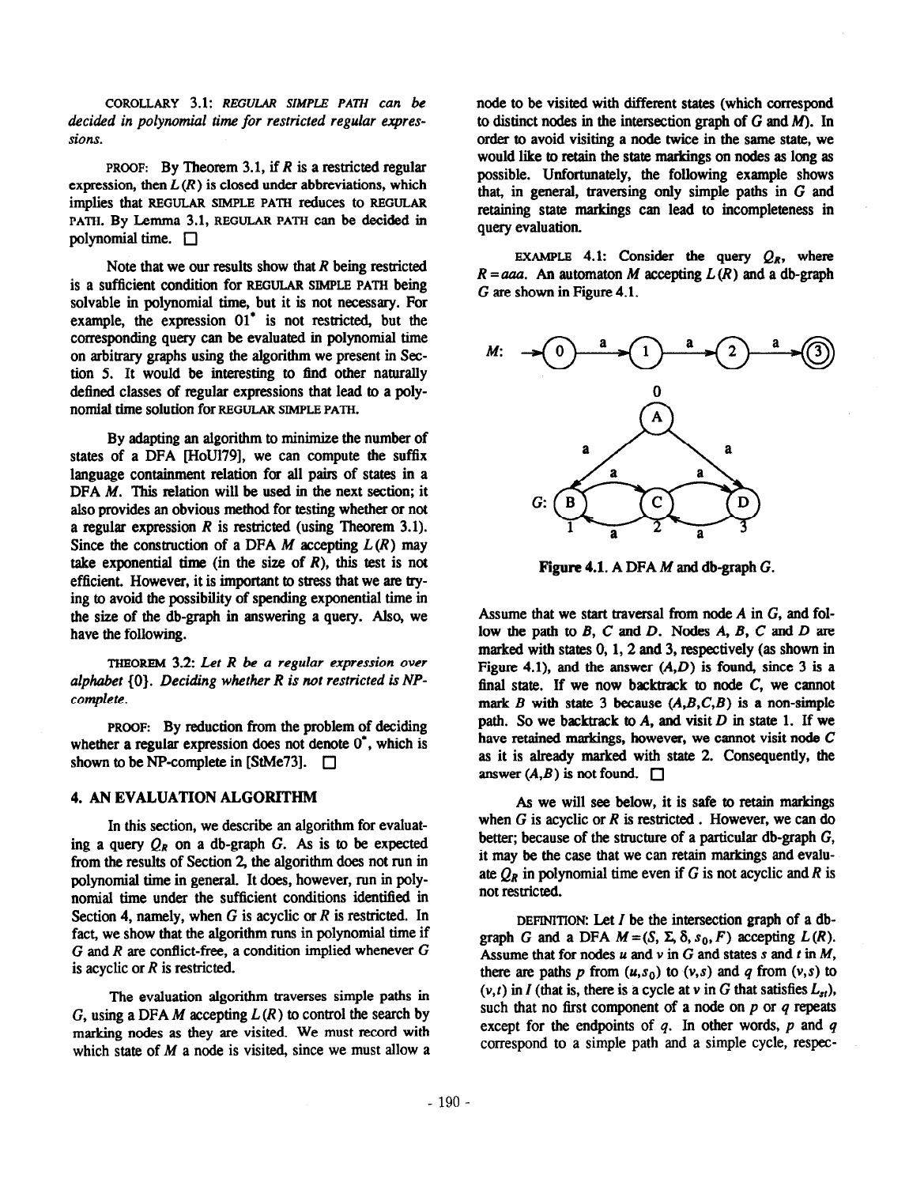COROLLARY 3.1: *REGULAR SIMPLE PATH can be decided in polynomial time for restricted regular expressions.*

PROOF: By Theorem 3.1, if $R$ is a restricted regular expression, then $L(R)$ is closed under abbreviations, which implies that REGULAR SIMPLE PATH reduces to REGULAR PATH. By Lemma 3.1, REGULAR PATH can be decided in polynomial time. □

Note that we our results show that $R$ being restricted is a sufficient condition for REGULAR SIMPLE PATH being solvable in polynomial time, but it is not necessary. For example, the expression $01^*$ is not restricted, but the corresponding query can be evaluated in polynomial time on arbitrary graphs using the algorithm we present in Section 5. It would be interesting to find other naturally defined classes of regular expressions that lead to a polynomial time solution for REGULAR SIMPLE PATH.

By adapting an algorithm to minimize the number of states of a DFA [HoUl79], we can compute the suffix language containment relation for all pairs of states in a DFA $M$. This relation will be used in the next section; it also provides an obvious method for testing whether or not a regular expression $R$ is restricted (using Theorem 3.1). Since the construction of a DFA $M$ accepting $L(R)$ may take exponential time (in the size of $R$), this test is not efficient. However, it is important to stress that we are trying to avoid the possibility of spending exponential time in the size of the db-graph in answering a query. Also, we have the following.

THEOREM 3.2: *Let $R$ be a regular expression over alphabet $\{0\}$. Deciding whether $R$ is not restricted is NP-complete.*

PROOF: By reduction from the problem of deciding whether a regular expression does not denote $0^*$, which is shown to be NP-complete in [StMe73]. □

## 4. AN EVALUATION ALGORITHM

In this section, we describe an algorithm for evaluating a query $Q_R$ on a db-graph $G$. As is to be expected from the results of Section 2, the algorithm does not run in polynomial time in general. It does, however, run in polynomial time under the sufficient conditions identified in Section 4, namely, when $G$ is acyclic or $R$ is restricted. In fact, we show that the algorithm runs in polynomial time if $G$ and $R$ are conflict-free, a condition implied whenever $G$ is acyclic or $R$ is restricted.

The evaluation algorithm traverses simple paths in $G$, using a DFA $M$ accepting $L(R)$ to control the search by marking nodes as they are visited. We must record with which state of $M$ a node is visited, since we must allow a node to be visited with different states (which correspond to distinct nodes in the intersection graph of $G$ and $M$). In order to avoid visiting a node twice in the same state, we would like to retain the state markings on nodes as long as possible. Unfortunately, the following example shows that, in general, traversing only simple paths in $G$ and retaining state markings can lead to incompleteness in query evaluation.

EXAMPLE 4.1: Consider the query $Q_R$, where $R = aaa$. An automaton $M$ accepting $L(R)$ and a db-graph $G$ are shown in Figure 4.1.

**Figure 4.1.** A DFA $M$ and db-graph $G$.

Assume that we start traversal from node $A$ in $G$, and follow the path to $B$, $C$ and $D$. Nodes $A$, $B$, $C$ and $D$ are marked with states 0, 1, 2 and 3, respectively (as shown in Figure 4.1), and the answer $(A,D)$ is found, since 3 is a final state. If we now backtrack to node $C$, we cannot mark $B$ with state 3 because $(A,B,C,B)$ is a non-simple path. So we backtrack to $A$, and visit $D$ in state 1. If we have retained markings, however, we cannot visit node $C$ as it is already marked with state 2. Consequently, the answer $(A,B)$ is not found. □

As we will see below, it is safe to retain markings when $G$ is acyclic or $R$ is restricted. However, we can do better; because of the structure of a particular db-graph $G$, it may be the case that we can retain markings and evaluate $Q_R$ in polynomial time even if $G$ is not acyclic and $R$ is not restricted.

DEFINITION: Let $I$ be the intersection graph of a db-graph $G$ and a DFA $M = (S, \Sigma, \delta, s_0, F)$ accepting $L(R)$. Assume that for nodes $u$ and $v$ in $G$ and states $s$ and $t$ in $M$, there are paths $p$ from $(u,s_0)$ to $(v,s)$ and $q$ from $(v,s)$ to $(v,t)$ in $I$ (that is, there is a cycle at $v$ in $G$ that satisfies $L_{st}$), such that no first component of a node on $p$ or $q$ repeats except for the endpoints of $q$. In other words, $p$ and $q$ correspond to a simple path and a simple cycle, respec-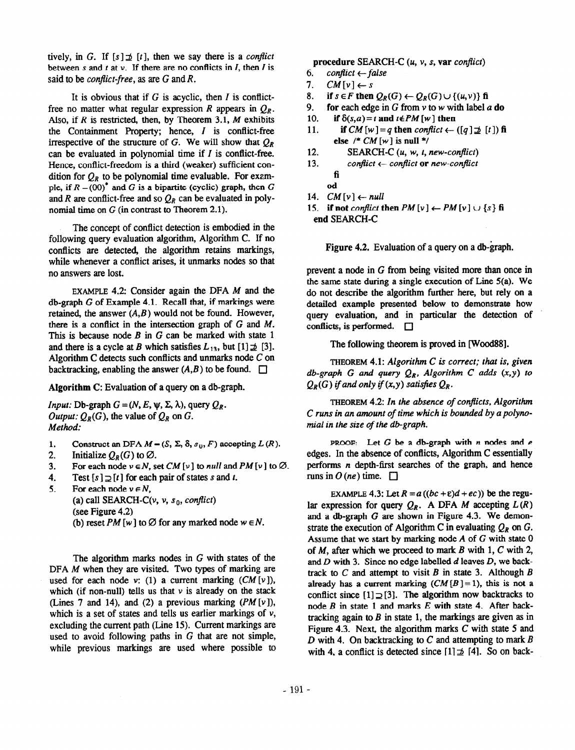tively, in $G$. If $[s] \not\supseteq [t]$, then we say there is a *conflict* between $s$ and $t$ at $v$. If there are no conflicts in $I$, then $I$ is said to be *conflict-free*, as are $G$ and $R$.

It is obvious that if $G$ is acyclic, then $I$ is conflict-free no matter what regular expression $R$ appears in $Q_R$. Also, if $R$ is restricted, then, by Theorem 3.1, $M$ exhibits the Containment Property; hence, $I$ is conflict-free irrespective of the structure of $G$. We will show that $Q_R$ can be evaluated in polynomial time if $I$ is conflict-free. Hence, conflict-freedom is a third (weaker) sufficient condition for $Q_R$ to be polynomial time evaluable. For example, if $R = (00)^*$ and $G$ is a bipartite (cyclic) graph, then $G$ and $R$ are conflict-free and so $Q_R$ can be evaluated in polynomial time on $G$ (in contrast to Theorem 2.1).

The concept of conflict detection is embodied in the following query evaluation algorithm, Algorithm C. If no conflicts are detected, the algorithm retains markings, while whenever a conflict arises, it unmarks nodes so that no answers are lost.

EXAMPLE 4.2: Consider again the DFA $M$ and the db-graph $G$ of Example 4.1. Recall that, if markings were retained, the answer $(A,B)$ would not be found. However, there is a conflict in the intersection graph of $G$ and $M$. This is because node $B$ in $G$ can be marked with state 1 and there is a cycle at $B$ which satisfies $L_{13}$, but $[1] \not\supseteq [3]$. Algorithm C detects such conflicts and unmarks node $C$ on backtracking, enabling the answer $(A,B)$ to be found. □

**Algorithm C**: Evaluation of a query on a db-graph.

*Input:* Db-graph $G = (N, E, \psi, \Sigma, \lambda)$, query $Q_R$.
*Output:* $Q_R(G)$, the value of $Q_R$ on $G$.
*Method:*

1. Construct an DFA $M = (S, \Sigma, \delta, s_0, F)$ accepting $L(R)$.
2. Initialize $Q_R(G)$ to $\varnothing$.
3. For each node $v \in N$, set $CM[v]$ to *null* and $PM[v]$ to $\varnothing$.
4. Test $[s] \supseteq [t]$ for each pair of states $s$ and $t$.
5. For each node $v \in N$,
   (a) call SEARCH-C($v$, $v$, $s_0$, *conflict*) (see Figure 4.2)
   (b) reset $PM[w]$ to $\varnothing$ for any marked node $w \in N$.

The algorithm marks nodes in $G$ with states of the DFA $M$ when they are visited. Two types of marking are used for each node $v$: (1) a current marking ($CM[v]$), which (if non-null) tells us that $v$ is already on the stack (Lines 7 and 14), and (2) a previous marking ($PM[v]$), which is a set of states and tells us earlier markings of $v$, excluding the current path (Line 15). Current markings are used to avoid following paths in $G$ that are not simple, while previous markings are used where possible to

```
    procedure SEARCH-C (u, v, s, var conflict)
6.  conflict ← false
7.  CM[v] ← s
8.  if s ∈ F then Q_R(G) ← Q_R(G) ∪ {(u,v)} fi
9.  for each edge in G from v to w with label a do
10.     if δ(s,a) = t and t ∉ PM[w] then
11.         if CM[w] = q then conflict ← ([q] ⊉ [t]) fi
            else /* CM[w] is null */
12.             SEARCH-C (u, w, t, new-conflict)
13.             conflict ← conflict or new-conflict
        fi
    od
14. CM[v] ← null
15. if not conflict then PM[v] ← PM[v] ∪ {s} fi
    end SEARCH-C
```

Figure 4.2. Evaluation of a query on a db-graph.

prevent a node in $G$ from being visited more than once in the same state during a single execution of Line 5(a). We do not describe the algorithm further here, but rely on a detailed example presented below to demonstrate how query evaluation, and in particular the detection of conflicts, is performed. □

The following theorem is proved in [Wood88].

THEOREM 4.1: *Algorithm C is correct; that is, given db-graph $G$ and query $Q_R$, Algorithm C adds $(x,y)$ to $Q_R(G)$ if and only if $(x,y)$ satisfies $Q_R$.*

THEOREM 4.2: *In the absence of conflicts, Algorithm C runs in an amount of time which is bounded by a polynomial in the size of the db-graph.*

PROOF: Let $G$ be a db-graph with $n$ nodes and $e$ edges. In the absence of conflicts, Algorithm C essentially performs $n$ depth-first searches of the graph, and hence runs in $O(ne)$ time. □

EXAMPLE 4.3: Let $R = a((bc + \varepsilon)d + ec))$ be the regular expression for query $Q_R$. A DFA $M$ accepting $L(R)$ and a db-graph $G$ are shown in Figure 4.3. We demonstrate the execution of Algorithm C in evaluating $Q_R$ on $G$. Assume that we start by marking node $A$ of $G$ with state 0 of $M$, after which we proceed to mark $B$ with 1, $C$ with 2, and $D$ with 3. Since no edge labelled $d$ leaves $D$, we backtrack to $C$ and attempt to visit $B$ in state 3. Although $B$ already has a current marking ($CM[B] = 1$), this is not a conflict since $[1] \supseteq [3]$. The algorithm now backtracks to node $B$ in state 1 and marks $E$ with state 4. After backtracking again to $B$ in state 1, the markings are given as in Figure 4.3. Next, the algorithm marks $C$ with state 5 and $D$ with 4. On backtracking to $C$ and attempting to mark $B$ with 4, a conflict is detected since $[1] \not\supseteq [4]$. So on back-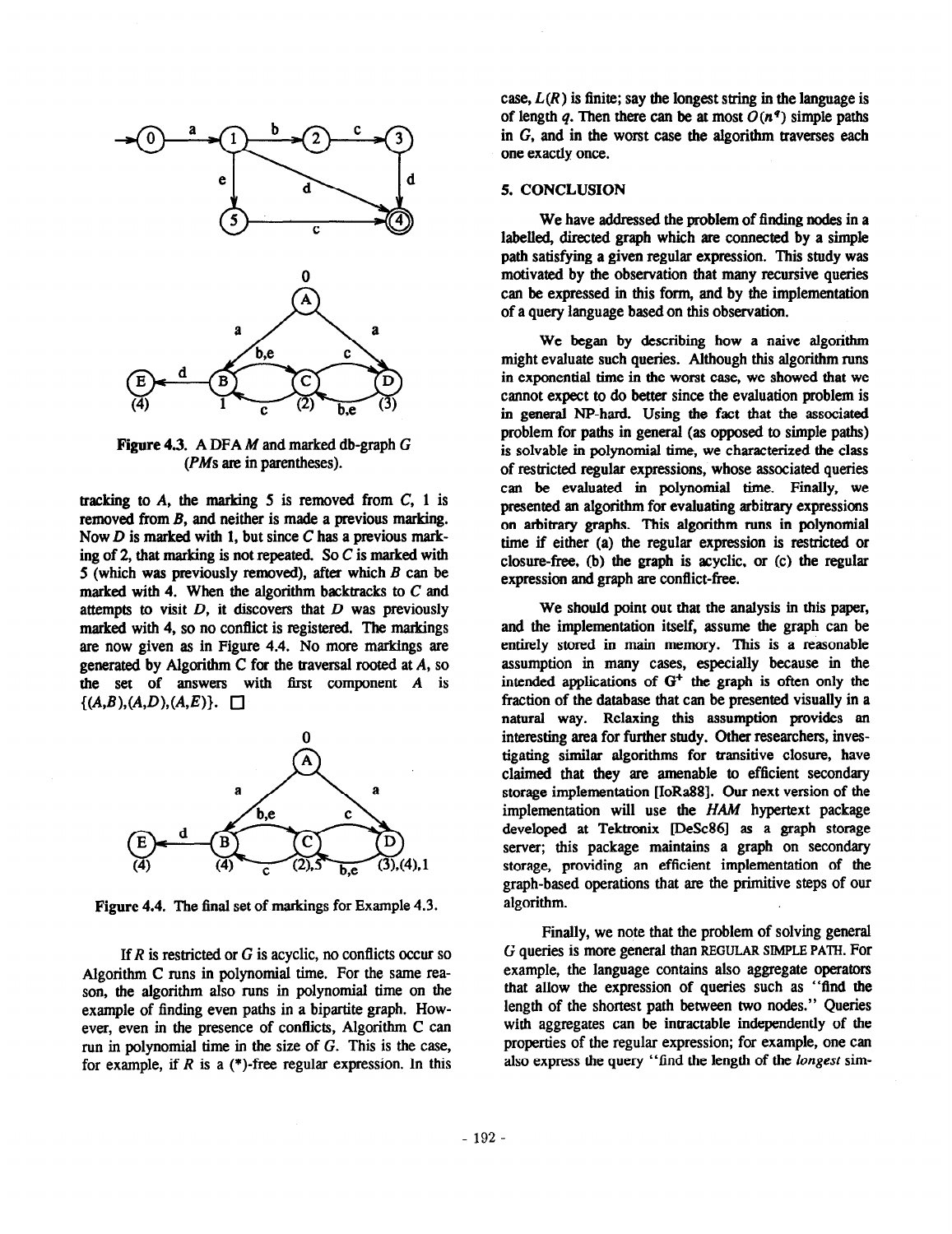Figure 4.3. A DFA $M$ and marked db-graph $G$ ($PM$s are in parentheses).

tracking to $A$, the marking 5 is removed from $C$, 1 is removed from $B$, and neither is made a previous marking. Now $D$ is marked with 1, but since $C$ has a previous marking of 2, that marking is not repeated. So $C$ is marked with 5 (which was previously removed), after which $B$ can be marked with 4. When the algorithm backtracks to $C$ and attempts to visit $D$, it discovers that $D$ was previously marked with 4, so no conflict is registered. The markings are now given as in Figure 4.4. No more markings are generated by Algorithm C for the traversal rooted at $A$, so the set of answers with first component $A$ is $\{(A,B),(A,D),(A,E)\}$. □

Figure 4.4. The final set of markings for Example 4.3.

If $R$ is restricted or $G$ is acyclic, no conflicts occur so Algorithm C runs in polynomial time. For the same reason, the algorithm also runs in polynomial time on the example of finding even paths in a bipartite graph. However, even in the presence of conflicts, Algorithm C can run in polynomial time in the size of $G$. This is the case, for example, if $R$ is a (*)-free regular expression. In this case, $L(R)$ is finite; say the longest string in the language is of length $q$. Then there can be at most $O(n^q)$ simple paths in $G$, and in the worst case the algorithm traverses each one exactly once.

## 5. CONCLUSION

We have addressed the problem of finding nodes in a labelled, directed graph which are connected by a simple path satisfying a given regular expression. This study was motivated by the observation that many recursive queries can be expressed in this form, and by the implementation of a query language based on this observation.

We began by describing how a naive algorithm might evaluate such queries. Although this algorithm runs in exponential time in the worst case, we showed that we cannot expect to do better since the evaluation problem is in general NP-hard. Using the fact that the associated problem for paths in general (as opposed to simple paths) is solvable in polynomial time, we characterized the class of restricted regular expressions, whose associated queries can be evaluated in polynomial time. Finally, we presented an algorithm for evaluating arbitrary expressions on arbitrary graphs. This algorithm runs in polynomial time if either (a) the regular expression is restricted or closure-free, (b) the graph is acyclic, or (c) the regular expression and graph are conflict-free.

We should point out that the analysis in this paper, and the implementation itself, assume the graph can be entirely stored in main memory. This is a reasonable assumption in many cases, especially because in the intended applications of $G^+$ the graph is often only the fraction of the database that can be presented visually in a natural way. Relaxing this assumption provides an interesting area for further study. Other researchers, investigating similar algorithms for transitive closure, have claimed that they are amenable to efficient secondary storage implementation [IoRa88]. Our next version of the implementation will use the *HAM* hypertext package developed at Tektronix [DeSc86] as a graph storage server; this package maintains a graph on secondary storage, providing an efficient implementation of the graph-based operations that are the primitive steps of our algorithm.

Finally, we note that the problem of solving general $G$ queries is more general than REGULAR SIMPLE PATH. For example, the language contains also aggregate operators that allow the expression of queries such as "find the length of the shortest path between two nodes." Queries with aggregates can be intractable independently of the properties of the regular expression; for example, one can also express the query "find the length of the *longest* sim-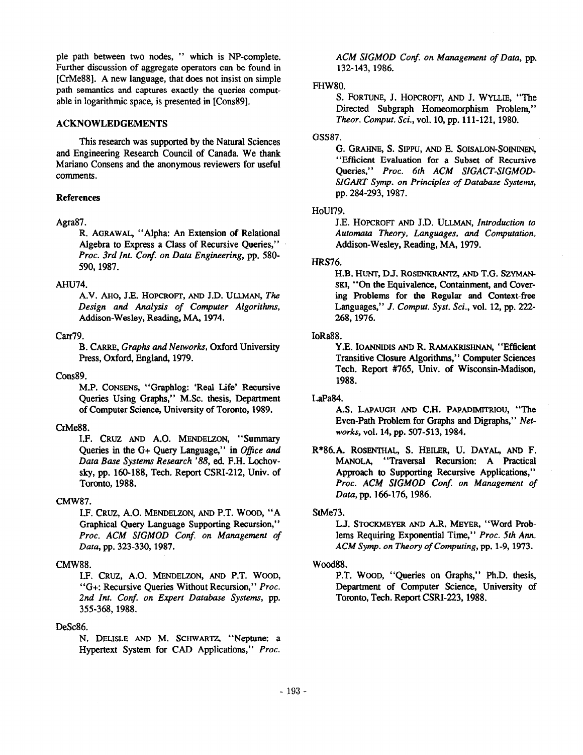ple path between two nodes, " which is NP-complete. Further discussion of aggregate operators can be found in [CrMe88]. A new language, that does not insist on simple path semantics and captures exactly the queries computable in logarithmic space, is presented in [Cons89].

## ACKNOWLEDGEMENTS

This research was supported by the Natural Sciences and Engineering Research Council of Canada. We thank Mariano Consens and the anonymous reviewers for useful comments.

### References

Agra87.
R. Agrawal, "Alpha: An Extension of Relational Algebra to Express a Class of Recursive Queries," *Proc. 3rd Int. Conf. on Data Engineering*, pp. 580-590, 1987.

AHU74.
A.V. Aho, J.E. Hopcroft, and J.D. Ullman, *The Design and Analysis of Computer Algorithms*, Addison-Wesley, Reading, MA, 1974.

Carr79.
B. Carre, *Graphs and Networks*, Oxford University Press, Oxford, England, 1979.

Cons89.
M.P. Consens, "Graphlog: 'Real Life' Recursive Queries Using Graphs," M.Sc. thesis, Department of Computer Science, University of Toronto, 1989.

CrMe88.
I.F. Cruz and A.O. Mendelzon, "Summary Queries in the G+ Query Language," in *Office and Data Base Systems Research '88*, ed. F.H. Lochovsky, pp. 160-188, Tech. Report CSRI-212, Univ. of Toronto, 1988.

CMW87.
I.F. Cruz, A.O. Mendelzon, and P.T. Wood, "A Graphical Query Language Supporting Recursion," *Proc. ACM SIGMOD Conf. on Management of Data*, pp. 323-330, 1987.

CMW88.
I.F. Cruz, A.O. Mendelzon, and P.T. Wood, "G+: Recursive Queries Without Recursion," *Proc. 2nd Int. Conf. on Expert Database Systems*, pp. 355-368, 1988.

DeSc86.
N. Delisle and M. Schwartz, "Neptune: a Hypertext System for CAD Applications," *Proc. ACM SIGMOD Conf. on Management of Data*, pp. 132-143, 1986.

FHW80.
S. Fortune, J. Hopcroft, and J. Wyllie, "The Directed Subgraph Homeomorphism Problem," *Theor. Comput. Sci.*, vol. 10, pp. 111-121, 1980.

GSS87.
G. Grahne, S. Sippu, and E. Soisalon-Soininen, "Efficient Evaluation for a Subset of Recursive Queries," *Proc. 6th ACM SIGACT-SIGMOD-SIGART Symp. on Principles of Database Systems*, pp. 284-293, 1987.

HoUl79.
J.E. Hopcroft and J.D. Ullman, *Introduction to Automata Theory, Languages, and Computation*, Addison-Wesley, Reading, MA, 1979.

HRS76.
H.B. Hunt, D.J. Rosenkrantz, and T.G. Szymanski, "On the Equivalence, Containment, and Covering Problems for the Regular and Context-free Languages," *J. Comput. Syst. Sci.*, vol. 12, pp. 222-268, 1976.

IoRa88.
Y.E. Ioannidis and R. Ramakrishnan, "Efficient Transitive Closure Algorithms," Computer Sciences Tech. Report #765, Univ. of Wisconsin-Madison, 1988.

LaPa84.
A.S. LaPaugh and C.H. Papadimitriou, "The Even-Path Problem for Graphs and Digraphs," *Networks*, vol. 14, pp. 507-513, 1984.

R*86. A. Rosenthal, S. Heiler, U. Dayal, and F. Manola, "Traversal Recursion: A Practical Approach to Supporting Recursive Applications," *Proc. ACM SIGMOD Conf. on Management of Data*, pp. 166-176, 1986.

StMe73.
L.J. Stockmeyer and A.R. Meyer, "Word Problems Requiring Exponential Time," *Proc. 5th Ann. ACM Symp. on Theory of Computing*, pp. 1-9, 1973.

Wood88.
P.T. Wood, "Queries on Graphs," Ph.D. thesis, Department of Computer Science, University of Toronto, Tech. Report CSRI-223, 1988.